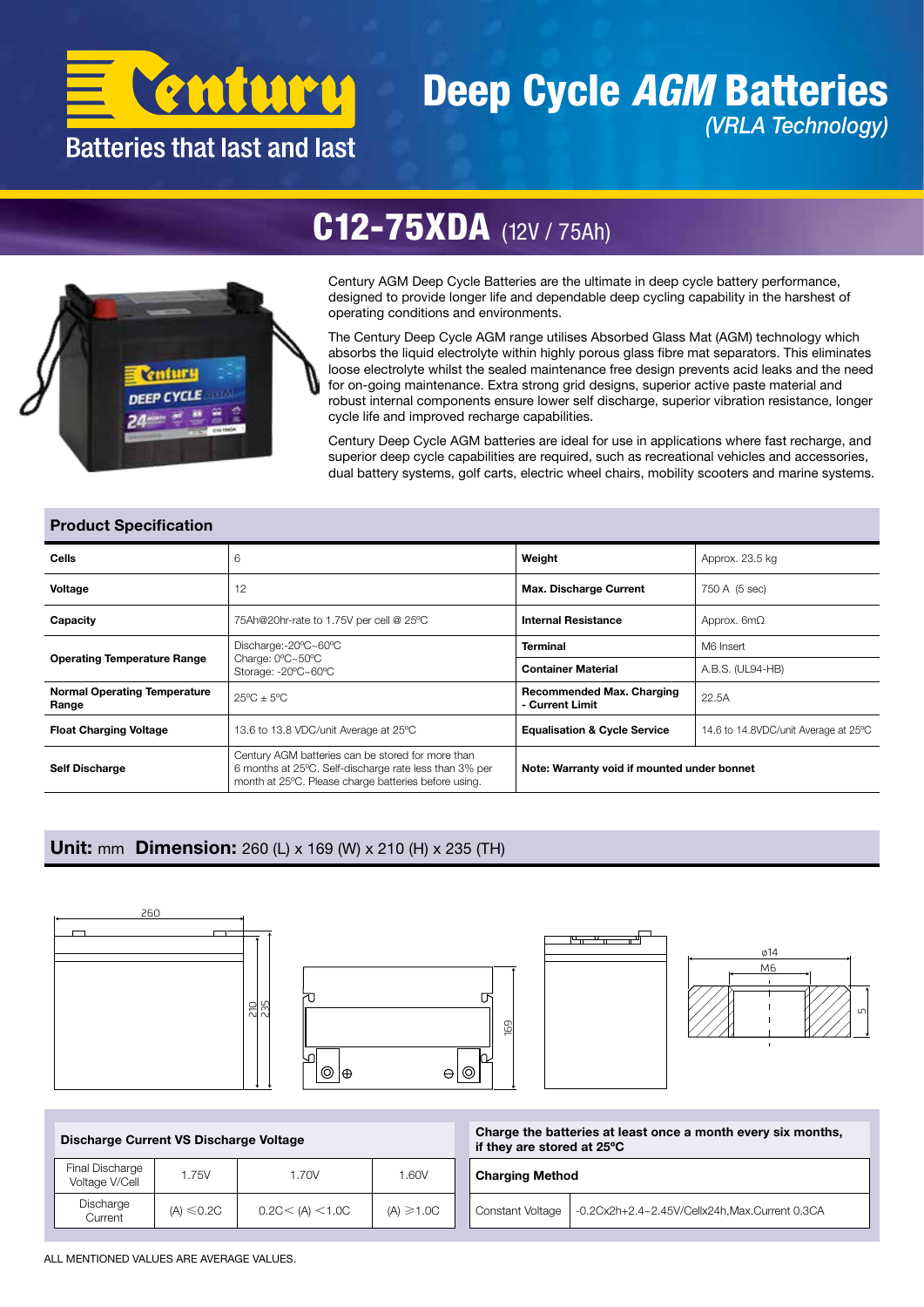# Century

Batteries that last and last

# Deep Cycle *AGM* Batteries

*(VRLA Technology)*

## C12-75XDA (12V / 75Ah)

Century AGM Deep Cycle Batteries are the ultimate in deep cycle battery performance, designed to provide longer life and dependable deep cycling capability in the harshest of operating conditions and environments.

The Century Deep Cycle AGM range utilises Absorbed Glass Mat (AGM) technology which absorbs the liquid electrolyte within highly porous glass fibre mat separators. This eliminates loose electrolyte whilst the sealed maintenance free design prevents acid leaks and the need for on-going maintenance. Extra strong grid designs, superior active paste material and robust internal components ensure lower self discharge, superior vibration resistance, longer cycle life and improved recharge capabilities.

Century Deep Cycle AGM batteries are ideal for use in applications where fast recharge, and superior deep cycle capabilities are required, such as recreational vehicles and accessories, dual battery systems, golf carts, electric wheel chairs, mobility scooters and marine systems.

### Product Specification

| | | | |
|---|---|---|---|
| **Cells** | 6 | **Weight** | Approx. 23.5 kg |
| **Voltage** | 12 | **Max. Discharge Current** | 750 A (5 sec) |
| **Capacity** | 75Ah@20hr-rate to 1.75V per cell @ 25ºC | **Internal Resistance** | Approx. 6mΩ |
| **Operating Temperature Range** | Discharge:-20ºC~60ºC<br>Charge: 0ºC~50ºC<br>Storage: -20ºC~60ºC | **Terminal** | M6 Insert |
| | | **Container Material** | A.B.S. (UL94-HB) |
| **Normal Operating Temperature Range** | 25ºC ± 5ºC | **Recommended Max. Charging - Current Limit** | 22.5A |
| **Float Charging Voltage** | 13.6 to 13.8 VDC/unit Average at 25ºC | **Equalisation & Cycle Service** | 14.6 to 14.8VDC/unit Average at 25ºC |
| **Self Discharge** | Century AGM batteries can be stored for more than 6 months at 25ºC. Self-discharge rate less than 3% per month at 25ºC. Please charge batteries before using. | **Note: Warranty void if mounted under bonnet** | |

### Unit: mm Dimension: 260 (L) x 169 (W) x 210 (H) x 235 (TH)

### Discharge Current VS Discharge Voltage

| Final Discharge Voltage V/Cell | 1.75V | 1.70V | 1.60V |
|---|---|---|---|
| Discharge Current | (A) ≤0.2C | 0.2C< (A) <1.0C | (A) ≥1.0C |

**Charge the batteries at least once a month every six months, if they are stored at 25ºC**

| **Charging Method** | |
|---|---|
| Constant Voltage | -0.2Cx2h+2.4~2.45V/Cellx24h,Max.Current 0.3CA |

ALL MENTIONED VALUES ARE AVERAGE VALUES.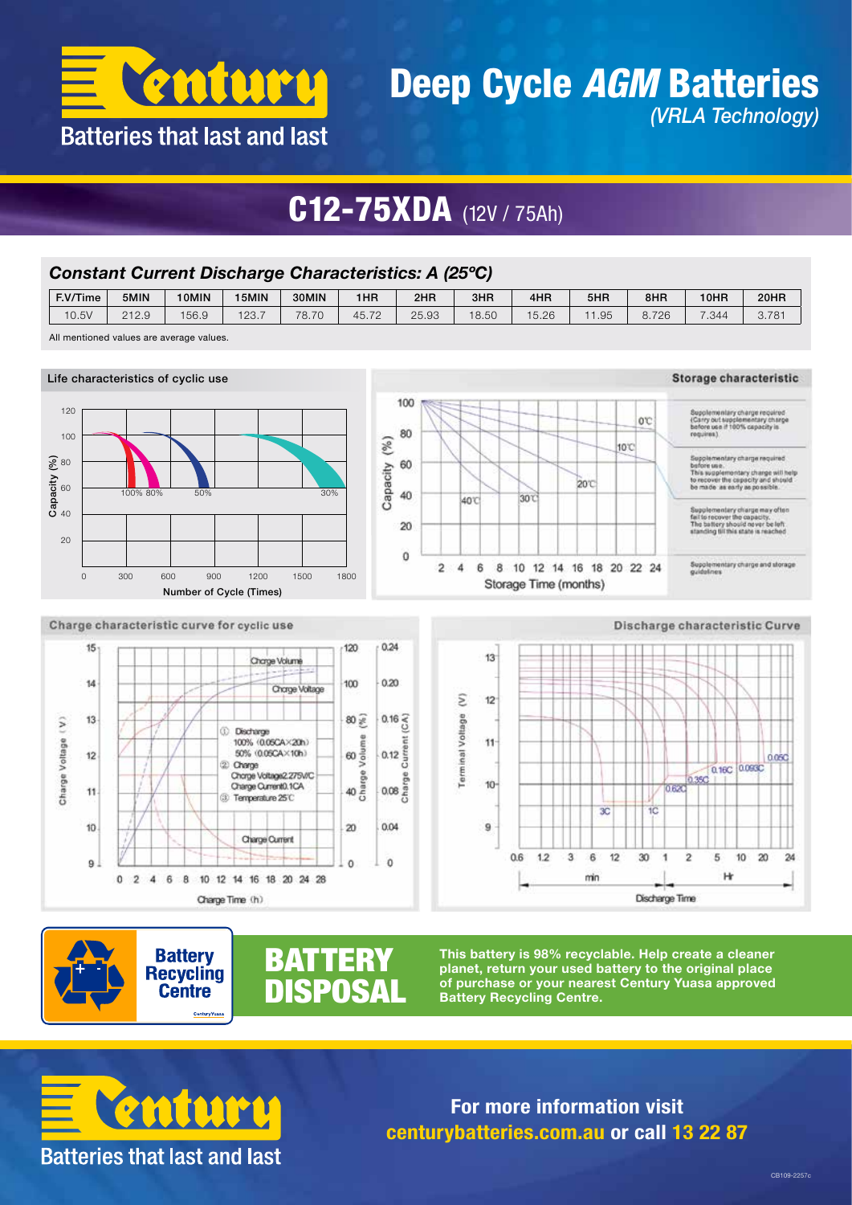# Century

Batteries that last and last

# Deep Cycle *AGM* Batteries

*(VRLA Technology)*

## C12-75XDA (12V / 75Ah)

### *Constant Current Discharge Characteristics: A (25ºC)*

| F.V/Time | 5MIN | 10MIN | 15MIN | 30MIN | 1HR | 2HR | 3HR | 4HR | 5HR | 8HR | 10HR | 20HR |
|---|---|---|---|---|---|---|---|---|---|---|---|---|
| 10.5V | 212.9 | 156.9 | 123.7 | 78.70 | 45.72 | 25.93 | 18.50 | 15.26 | 11.95 | 8.726 | 7.344 | 3.781 |

All mentioned values are average values.

**Life characteristics of cyclic use**

Capacity (%)
120
100
80
60
40
20
100% 80%
50%
30%
0 300 600 900 1200 1500 1800
Number of Cycle (Times)

**Storage characteristic**

Capacity (%)
100
80
60
40
20
0
0℃
10℃
20℃
30℃
40℃
2 4 6 8 10 12 14 16 18 20 22 24
Storage Time (months)

Supplementary charge required (Carry out supplementary charge before use if 100% capacity is requires)

Supplementary charge required before use. This supplementary charge will help to recover the capacity and should be made as early as possible.

Supplementary charge may often fail to recover the capacity. The battery should never be left standing till this state is reached

Supplementary charge and storage guidelines

**Charge characteristic curve for cyclic use**

Charge Voltage (V)
15
14
13
12
11
10
9
Charge Volume
Charge Voltage
① Discharge
100% (0.05CA×20h)
50% (0.05CA×10h)
② Charge
Charge Voltage2.275V/C
Charge Current0.1CA
③ Temperature 25℃
Charge Current
Charge Volume (%)
120
100
80
60
40
20
0
Charge Current (CA)
0.24
0.20
0.16
0.12
0.08
0.04
0
0 2 4 6 8 10 12 14 16 18 20 24 28
Charge Time (h)

**Discharge characteristic Curve**

Terminal Voltage (V)
13
12
11
10
9
3C
1C
0.62C
0.35C
0.16C
0.093C
0.05C
0.6 1.2 3 6 12 30 1 2 5 10 20 24
min
Hr
Discharge Time

**Battery Recycling Centre**

# BATTERY DISPOSAL

**This battery is 98% recyclable. Help create a cleaner planet, return your used battery to the original place of purchase or your nearest Century Yuasa approved Battery Recycling Centre.**

Century

Batteries that last and last

**For more information visit centurybatteries.com.au or call 13 22 87**

CB109-2257c